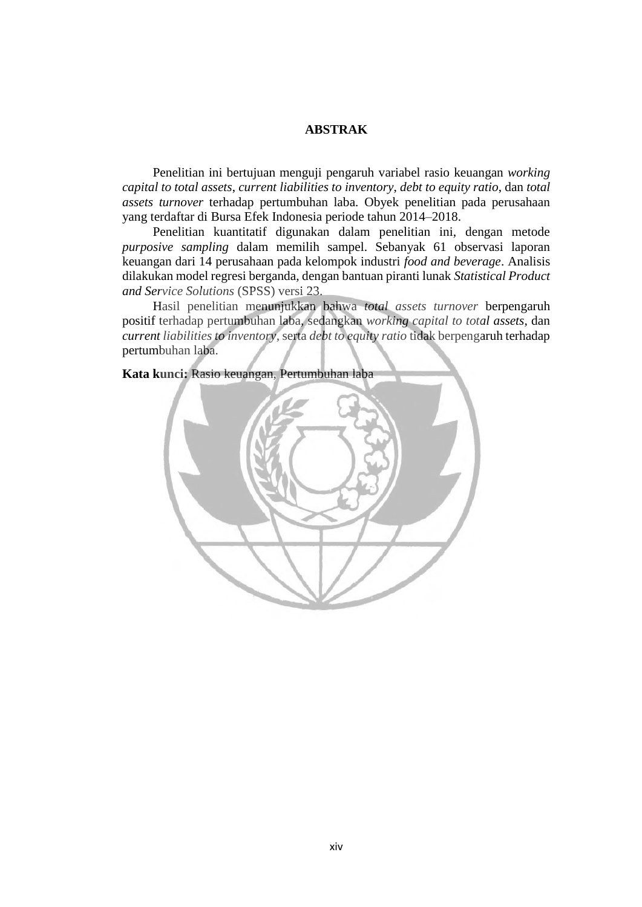# ABSTRAK

Penelitian ini bertujuan menguji pengaruh variabel rasio keuangan *working capital to total assets*, *current liabilities to inventory*, *debt to equity ratio*, dan *total assets turnover* terhadap pertumbuhan laba. Obyek penelitian pada perusahaan yang terdaftar di Bursa Efek Indonesia periode tahun 2014–2018.

Penelitian kuantitatif digunakan dalam penelitian ini, dengan metode *purposive sampling* dalam memilih sampel. Sebanyak 61 observasi laporan keuangan dari 14 perusahaan pada kelompok industri *food and beverage*. Analisis dilakukan model regresi berganda, dengan bantuan piranti lunak *Statistical Product and Service Solutions* (SPSS) versi 23.

Hasil penelitian menunjukkan bahwa *total assets turnover* berpengaruh positif terhadap pertumbuhan laba, sedangkan *working capital to total assets*, dan *current liabilities to inventory*, serta *debt to equity ratio* tidak berpengaruh terhadap pertumbuhan laba.

**Kata kunci:** Rasio keuangan, Pertumbuhan laba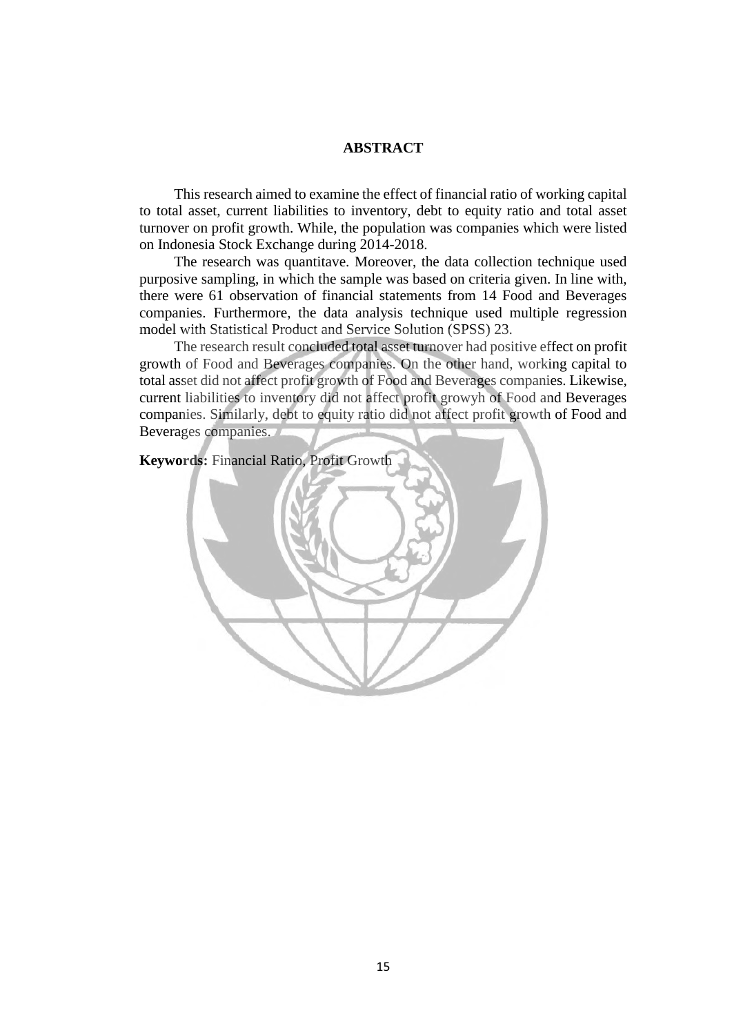## ABSTRACT

This research aimed to examine the effect of financial ratio of working capital to total asset, current liabilities to inventory, debt to equity ratio and total asset turnover on profit growth. While, the population was companies which were listed on Indonesia Stock Exchange during 2014-2018.

The research was quantitave. Moreover, the data collection technique used purposive sampling, in which the sample was based on criteria given. In line with, there were 61 observation of financial statements from 14 Food and Beverages companies. Furthermore, the data analysis technique used multiple regression model with Statistical Product and Service Solution (SPSS) 23.

The research result concluded total asset turnover had positive effect on profit growth of Food and Beverages companies. On the other hand, working capital to total asset did not affect profit growth of Food and Beverages companies. Likewise, current liabilities to inventory did not affect profit growyh of Food and Beverages companies. Similarly, debt to equity ratio did not affect profit growth of Food and Beverages companies.

**Keywords:** Financial Ratio, Profit Growth